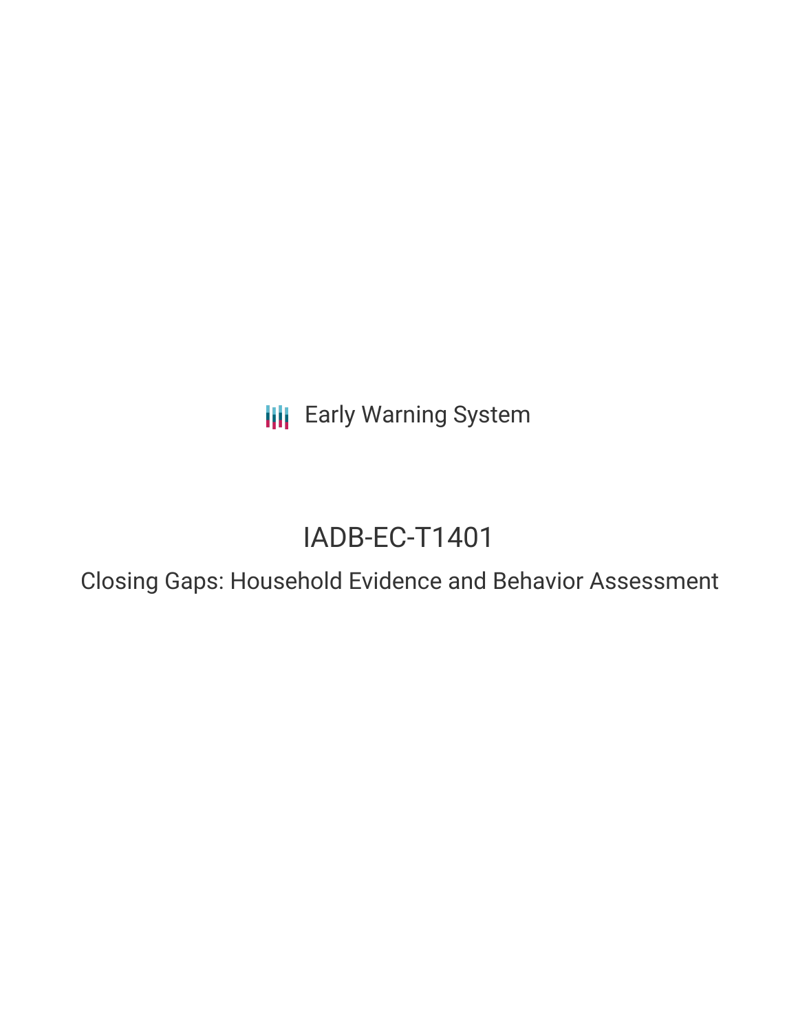Early Warning System

# IADB-EC-T1401

## Closing Gaps: Household Evidence and Behavior Assessment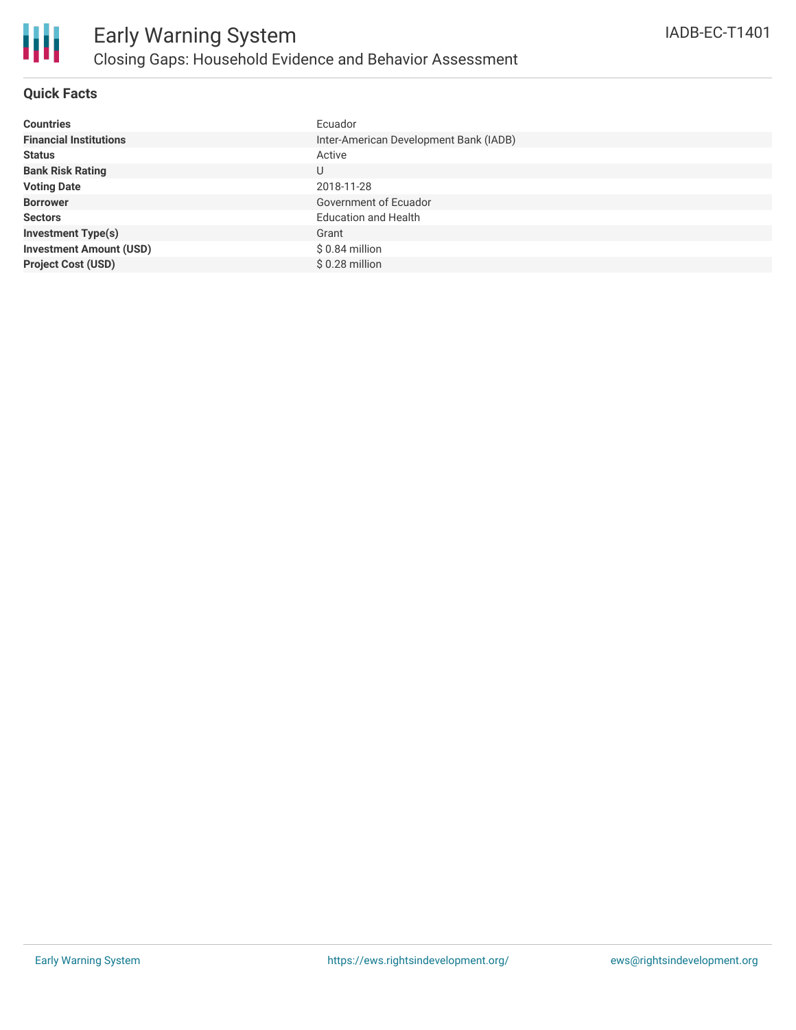# Early Warning System

## Closing Gaps: Household Evidence and Behavior Assessment

IADB-EC-T1401

### Quick Facts

| | |
|---|---|
| **Countries** | Ecuador |
| **Financial Institutions** | Inter-American Development Bank (IADB) |
| **Status** | Active |
| **Bank Risk Rating** | U |
| **Voting Date** | 2018-11-28 |
| **Borrower** | Government of Ecuador |
| **Sectors** | Education and Health |
| **Investment Type(s)** | Grant |
| **Investment Amount (USD)** | $ 0.84 million |
| **Project Cost (USD)** | $ 0.28 million |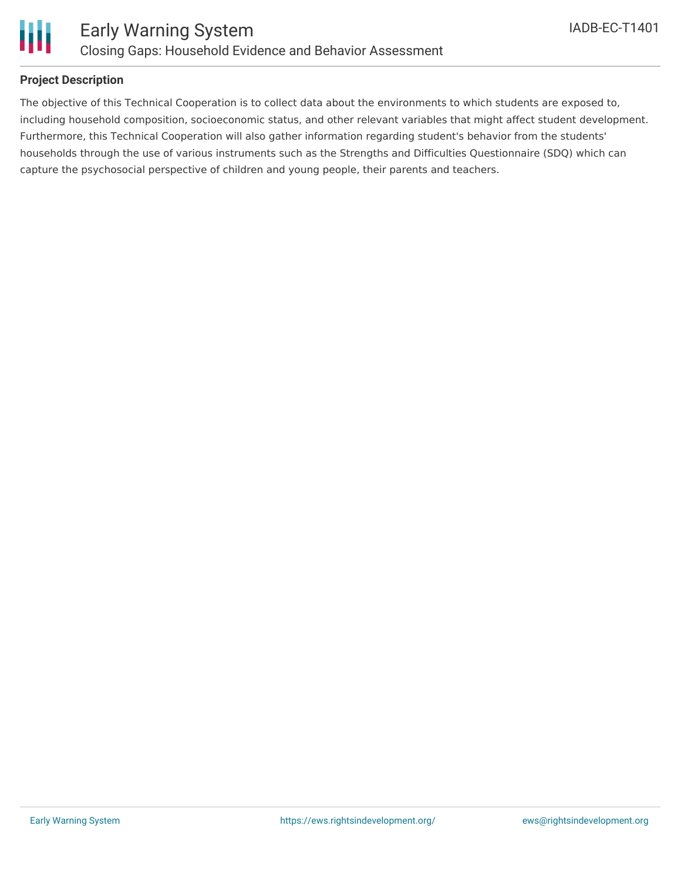## Project Description

The objective of this Technical Cooperation is to collect data about the environments to which students are exposed to, including household composition, socioeconomic status, and other relevant variables that might affect student development. Furthermore, this Technical Cooperation will also gather information regarding student's behavior from the students' households through the use of various instruments such as the Strengths and Difficulties Questionnaire (SDQ) which can capture the psychosocial perspective of children and young people, their parents and teachers.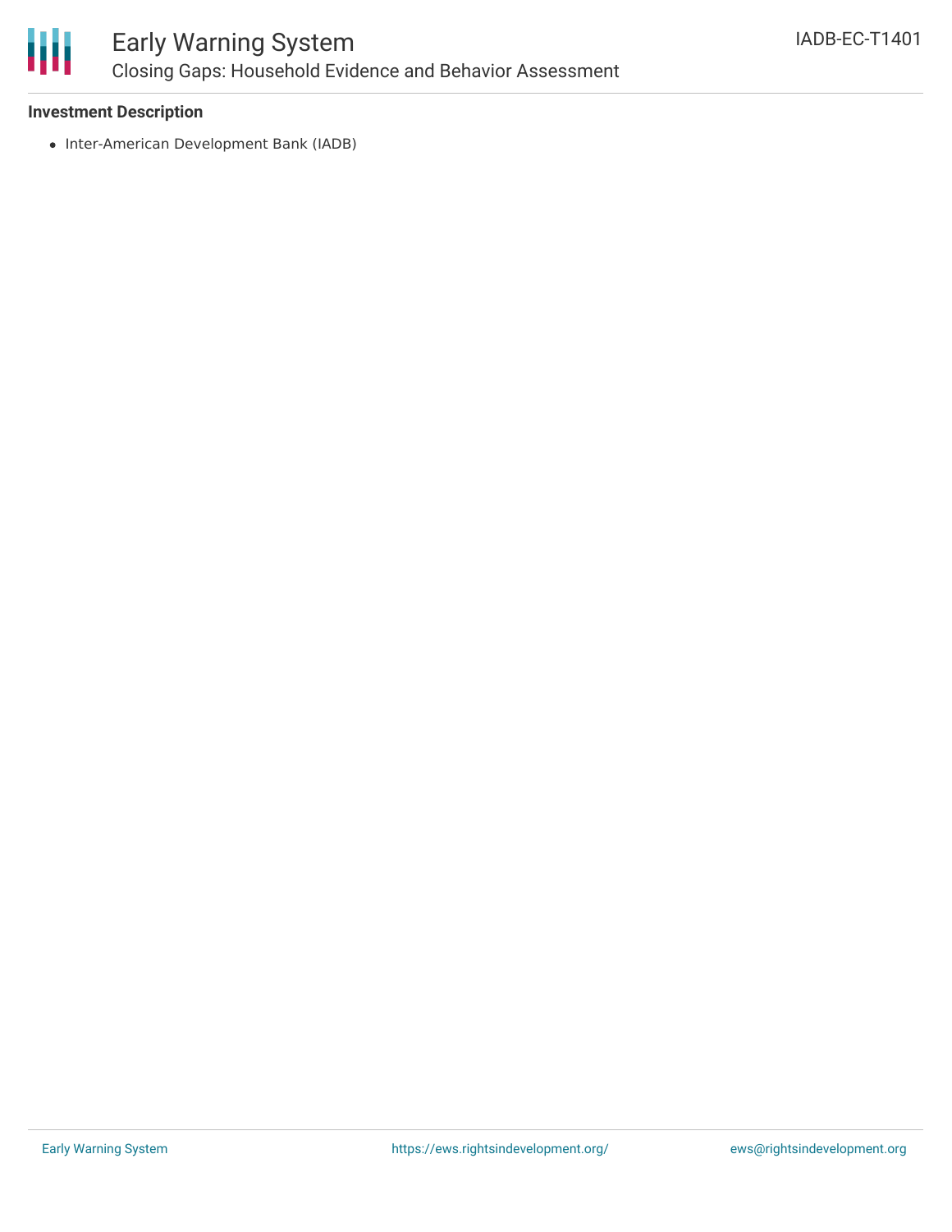**Investment Description**

- Inter-American Development Bank (IADB)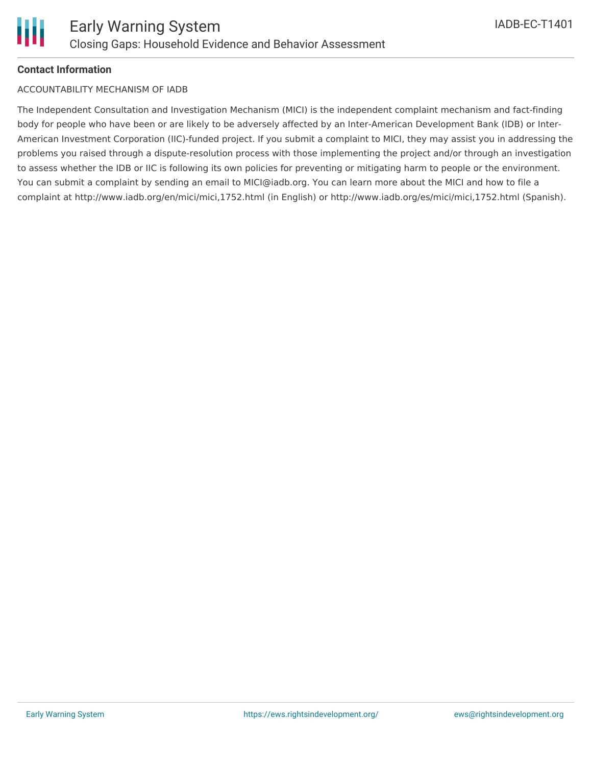**Contact Information**

ACCOUNTABILITY MECHANISM OF IADB

The Independent Consultation and Investigation Mechanism (MICI) is the independent complaint mechanism and fact-finding body for people who have been or are likely to be adversely affected by an Inter-American Development Bank (IDB) or Inter-American Investment Corporation (IIC)-funded project. If you submit a complaint to MICI, they may assist you in addressing the problems you raised through a dispute-resolution process with those implementing the project and/or through an investigation to assess whether the IDB or IIC is following its own policies for preventing or mitigating harm to people or the environment. You can submit a complaint by sending an email to MICI@iadb.org. You can learn more about the MICI and how to file a complaint at http://www.iadb.org/en/mici/mici,1752.html (in English) or http://www.iadb.org/es/mici/mici,1752.html (Spanish).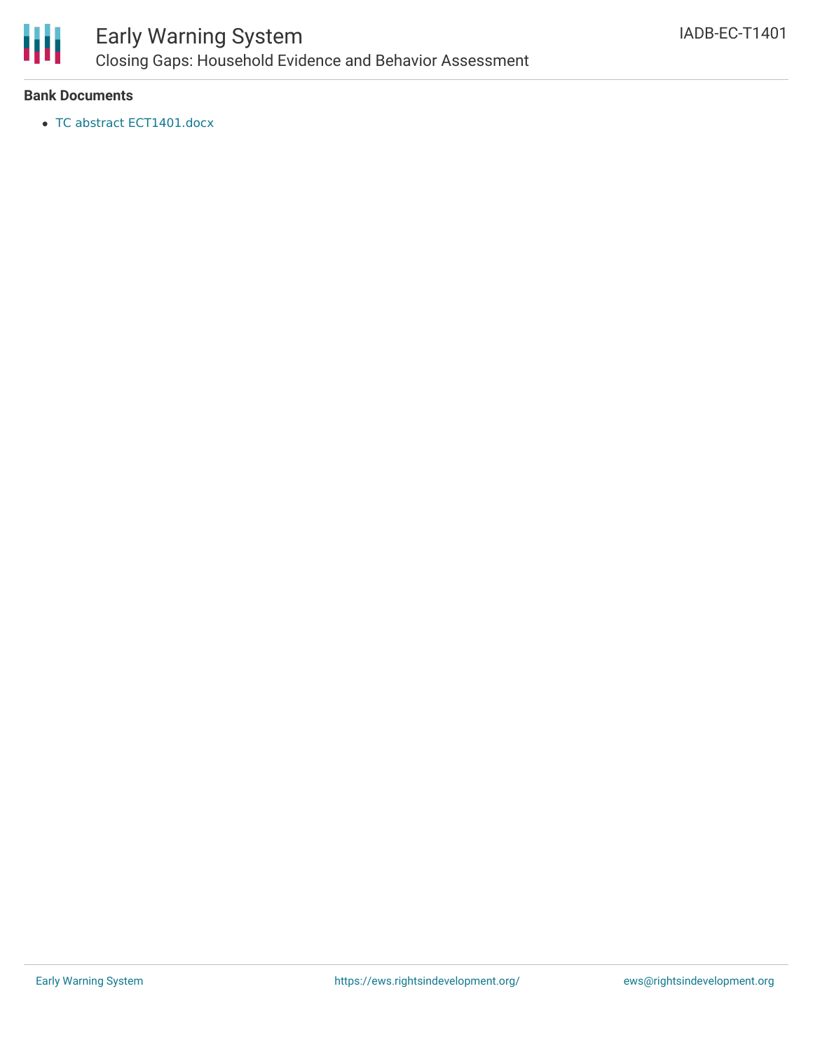**Bank Documents**

- TC abstract ECT1401.docx